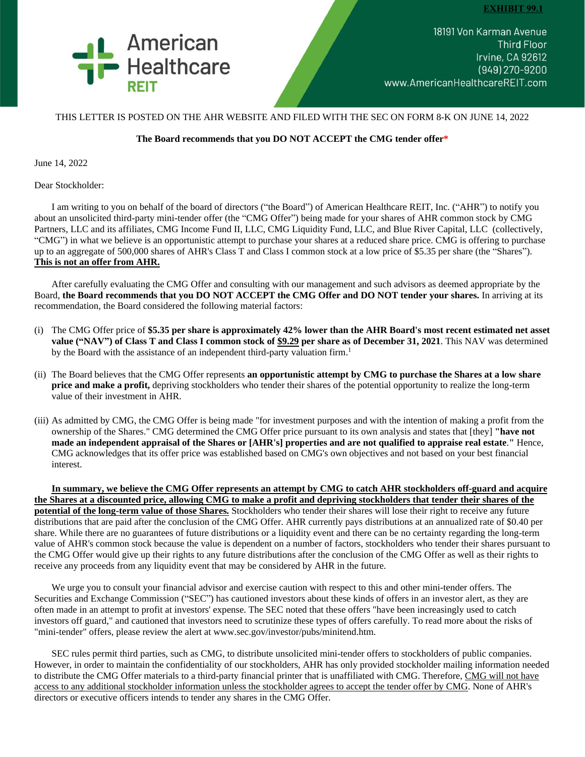**EXHIBIT 99.1**

American Healthcare REIT

18191 Von Karman Avenue
Third Floor
Irvine, CA 92612
(949) 270-9200
www.AmericanHealthcareREIT.com

THIS LETTER IS POSTED ON THE AHR WEBSITE AND FILED WITH THE SEC ON FORM 8-K ON JUNE 14, 2022

**The Board recommends that you DO NOT ACCEPT the CMG tender offer***

June 14, 2022

Dear Stockholder:

I am writing to you on behalf of the board of directors ("the Board") of American Healthcare REIT, Inc. ("AHR") to notify you about an unsolicited third-party mini-tender offer (the "CMG Offer") being made for your shares of AHR common stock by CMG Partners, LLC and its affiliates, CMG Income Fund II, LLC, CMG Liquidity Fund, LLC, and Blue River Capital, LLC (collectively, "CMG") in what we believe is an opportunistic attempt to purchase your shares at a reduced share price. CMG is offering to purchase up to an aggregate of 500,000 shares of AHR's Class T and Class I common stock at a low price of $5.35 per share (the "Shares"). **This is not an offer from AHR.**

After carefully evaluating the CMG Offer and consulting with our management and such advisors as deemed appropriate by the Board, **the Board recommends that you DO NOT ACCEPT the CMG Offer and DO NOT tender your shares.** In arriving at its recommendation, the Board considered the following material factors:

(i) The CMG Offer price of **$5.35 per share is approximately 42% lower than the AHR Board's most recent estimated net asset value ("NAV") of Class T and Class I common stock of $9.29 per share as of December 31, 2021**. This NAV was determined by the Board with the assistance of an independent third-party valuation firm.[1]

(ii) The Board believes that the CMG Offer represents **an opportunistic attempt by CMG to purchase the Shares at a low share price and make a profit,** depriving stockholders who tender their shares of the potential opportunity to realize the long-term value of their investment in AHR.

(iii) As admitted by CMG, the CMG Offer is being made "for investment purposes and with the intention of making a profit from the ownership of the Shares." CMG determined the CMG Offer price pursuant to its own analysis and states that [they] **"have not made an independent appraisal of the Shares or [AHR's] properties and are not qualified to appraise real estate."** Hence, CMG acknowledges that its offer price was established based on CMG's own objectives and not based on your best financial interest.

**In summary, we believe the CMG Offer represents an attempt by CMG to catch AHR stockholders off-guard and acquire the Shares at a discounted price, allowing CMG to make a profit and depriving stockholders that tender their shares of the potential of the long-term value of those Shares.** Stockholders who tender their shares will lose their right to receive any future distributions that are paid after the conclusion of the CMG Offer. AHR currently pays distributions at an annualized rate of $0.40 per share. While there are no guarantees of future distributions or a liquidity event and there can be no certainty regarding the long-term value of AHR's common stock because the value is dependent on a number of factors, stockholders who tender their shares pursuant to the CMG Offer would give up their rights to any future distributions after the conclusion of the CMG Offer as well as their rights to receive any proceeds from any liquidity event that may be considered by AHR in the future.

We urge you to consult your financial advisor and exercise caution with respect to this and other mini-tender offers. The Securities and Exchange Commission ("SEC") has cautioned investors about these kinds of offers in an investor alert, as they are often made in an attempt to profit at investors' expense. The SEC noted that these offers "have been increasingly used to catch investors off guard," and cautioned that investors need to scrutinize these types of offers carefully. To read more about the risks of "mini-tender" offers, please review the alert at www.sec.gov/investor/pubs/minitend.htm.

SEC rules permit third parties, such as CMG, to distribute unsolicited mini-tender offers to stockholders of public companies. However, in order to maintain the confidentiality of our stockholders, AHR has only provided stockholder mailing information needed to distribute the CMG Offer materials to a third-party financial printer that is unaffiliated with CMG. Therefore, CMG will not have access to any additional stockholder information unless the stockholder agrees to accept the tender offer by CMG. None of AHR's directors or executive officers intends to tender any shares in the CMG Offer.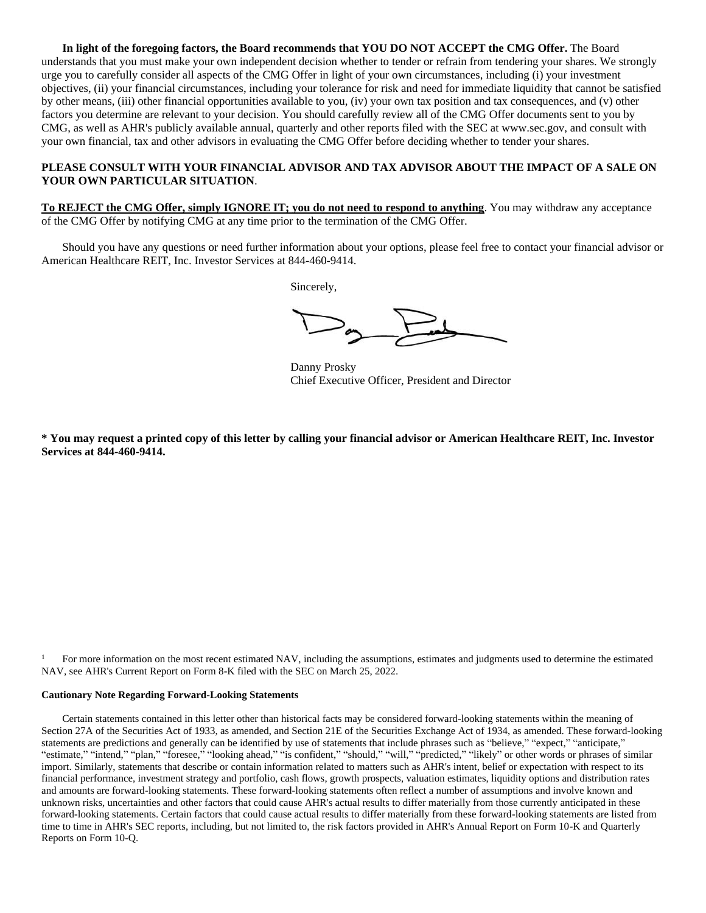**In light of the foregoing factors, the Board recommends that YOU DO NOT ACCEPT the CMG Offer.** The Board understands that you must make your own independent decision whether to tender or refrain from tendering your shares. We strongly urge you to carefully consider all aspects of the CMG Offer in light of your own circumstances, including (i) your investment objectives, (ii) your financial circumstances, including your tolerance for risk and need for immediate liquidity that cannot be satisfied by other means, (iii) other financial opportunities available to you, (iv) your own tax position and tax consequences, and (v) other factors you determine are relevant to your decision. You should carefully review all of the CMG Offer documents sent to you by CMG, as well as AHR's publicly available annual, quarterly and other reports filed with the SEC at www.sec.gov, and consult with your own financial, tax and other advisors in evaluating the CMG Offer before deciding whether to tender your shares.

**PLEASE CONSULT WITH YOUR FINANCIAL ADVISOR AND TAX ADVISOR ABOUT THE IMPACT OF A SALE ON YOUR OWN PARTICULAR SITUATION**.

**To REJECT the CMG Offer, simply IGNORE IT; you do not need to respond to anything**. You may withdraw any acceptance of the CMG Offer by notifying CMG at any time prior to the termination of the CMG Offer.

Should you have any questions or need further information about your options, please feel free to contact your financial advisor or American Healthcare REIT, Inc. Investor Services at 844-460-9414.

Sincerely,

Danny Prosky
Chief Executive Officer, President and Director

**\* You may request a printed copy of this letter by calling your financial advisor or American Healthcare REIT, Inc. Investor Services at 844-460-9414.**

[1] For more information on the most recent estimated NAV, including the assumptions, estimates and judgments used to determine the estimated NAV, see AHR's Current Report on Form 8-K filed with the SEC on March 25, 2022.

**Cautionary Note Regarding Forward-Looking Statements**

Certain statements contained in this letter other than historical facts may be considered forward-looking statements within the meaning of Section 27A of the Securities Act of 1933, as amended, and Section 21E of the Securities Exchange Act of 1934, as amended. These forward-looking statements are predictions and generally can be identified by use of statements that include phrases such as "believe," "expect," "anticipate," "estimate," "intend," "plan," "foresee," "looking ahead," "is confident," "should," "will," "predicted," "likely" or other words or phrases of similar import. Similarly, statements that describe or contain information related to matters such as AHR's intent, belief or expectation with respect to its financial performance, investment strategy and portfolio, cash flows, growth prospects, valuation estimates, liquidity options and distribution rates and amounts are forward-looking statements. These forward-looking statements often reflect a number of assumptions and involve known and unknown risks, uncertainties and other factors that could cause AHR's actual results to differ materially from those currently anticipated in these forward-looking statements. Certain factors that could cause actual results to differ materially from these forward-looking statements are listed from time to time in AHR's SEC reports, including, but not limited to, the risk factors provided in AHR's Annual Report on Form 10-K and Quarterly Reports on Form 10-Q.